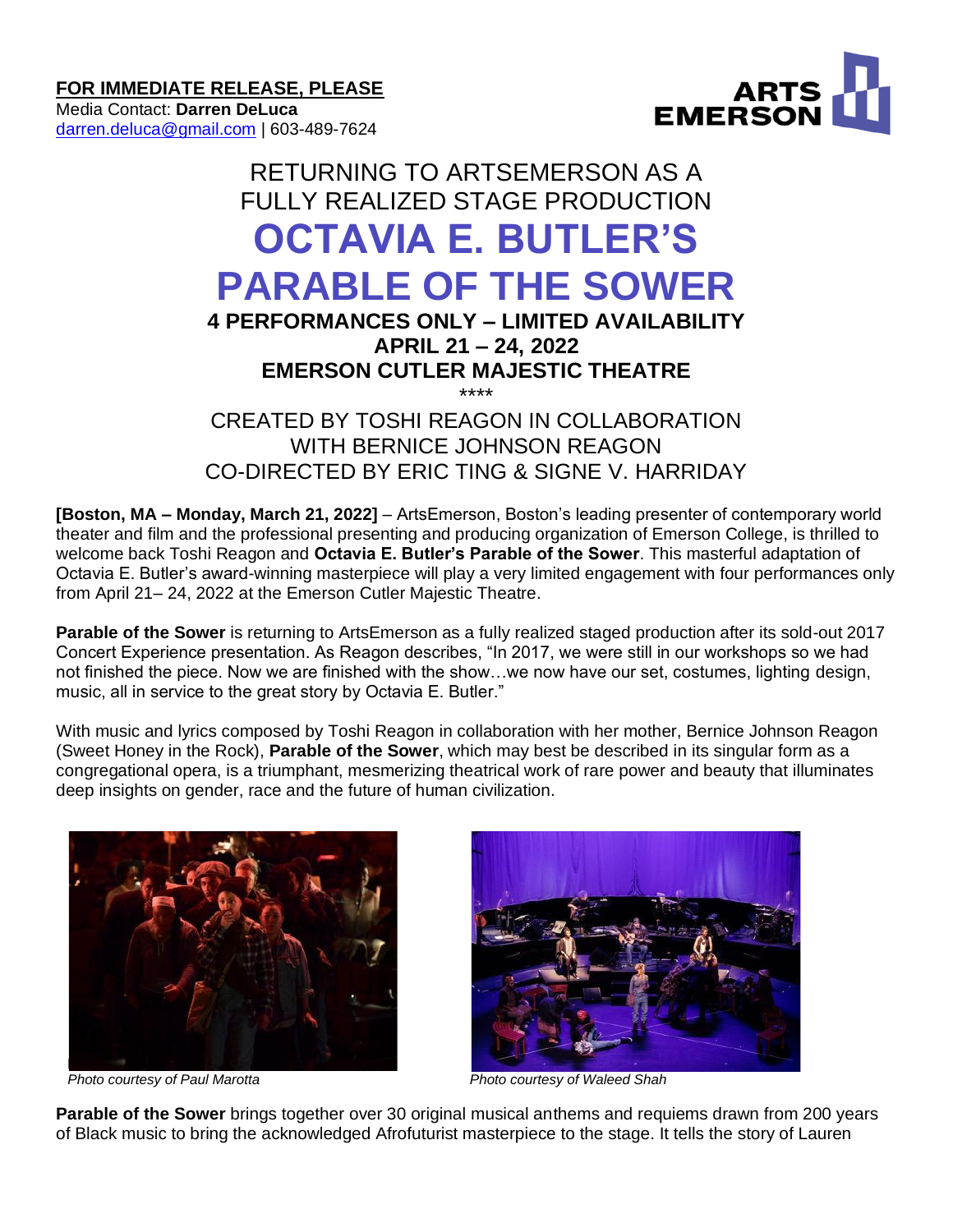**FOR IMMEDIATE RELEASE, PLEASE**
Media Contact: **Darren DeLuca**
darren.deluca@gmail.com | 603-489-7624

ARTS EMERSON

RETURNING TO ARTSEMERSON AS A FULLY REALIZED STAGE PRODUCTION

# OCTAVIA E. BUTLER'S PARABLE OF THE SOWER

**4 PERFORMANCES ONLY – LIMITED AVAILABILITY**
**APRIL 21 – 24, 2022**
**EMERSON CUTLER MAJESTIC THEATRE**

****

CREATED BY TOSHI REAGON IN COLLABORATION WITH BERNICE JOHNSON REAGON
CO-DIRECTED BY ERIC TING & SIGNE V. HARRIDAY

**[Boston, MA – Monday, March 21, 2022]** – ArtsEmerson, Boston's leading presenter of contemporary world theater and film and the professional presenting and producing organization of Emerson College, is thrilled to welcome back Toshi Reagon and **Octavia E. Butler's Parable of the Sower**. This masterful adaptation of Octavia E. Butler's award-winning masterpiece will play a very limited engagement with four performances only from April 21– 24, 2022 at the Emerson Cutler Majestic Theatre.

**Parable of the Sower** is returning to ArtsEmerson as a fully realized staged production after its sold-out 2017 Concert Experience presentation. As Reagon describes, "In 2017, we were still in our workshops so we had not finished the piece. Now we are finished with the show…we now have our set, costumes, lighting design, music, all in service to the great story by Octavia E. Butler."

With music and lyrics composed by Toshi Reagon in collaboration with her mother, Bernice Johnson Reagon (Sweet Honey in the Rock), **Parable of the Sower**, which may best be described in its singular form as a congregational opera, is a triumphant, mesmerizing theatrical work of rare power and beauty that illuminates deep insights on gender, race and the future of human civilization.

*Photo courtesy of Paul Marotta*

*Photo courtesy of Waleed Shah*

**Parable of the Sower** brings together over 30 original musical anthems and requiems drawn from 200 years of Black music to bring the acknowledged Afrofuturist masterpiece to the stage. It tells the story of Lauren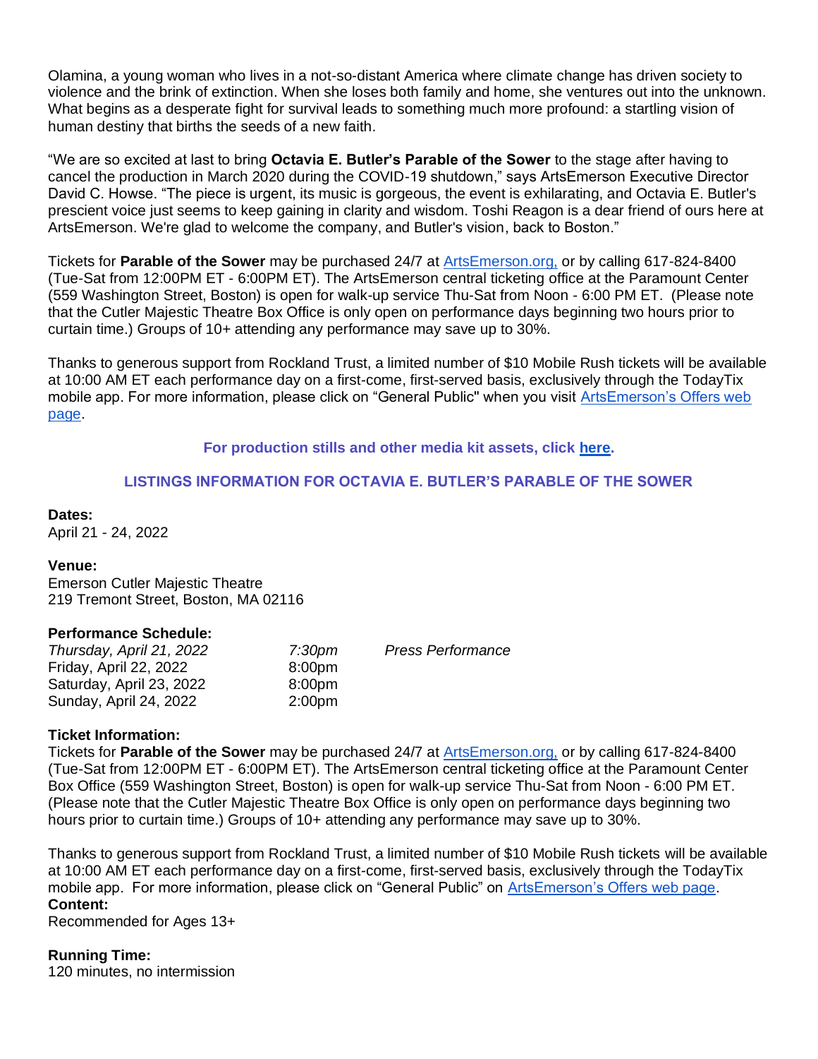Olamina, a young woman who lives in a not-so-distant America where climate change has driven society to violence and the brink of extinction. When she loses both family and home, she ventures out into the unknown. What begins as a desperate fight for survival leads to something much more profound: a startling vision of human destiny that births the seeds of a new faith.

"We are so excited at last to bring **Octavia E. Butler's Parable of the Sower** to the stage after having to cancel the production in March 2020 during the COVID-19 shutdown," says ArtsEmerson Executive Director David C. Howse. "The piece is urgent, its music is gorgeous, the event is exhilarating, and Octavia E. Butler's prescient voice just seems to keep gaining in clarity and wisdom. Toshi Reagon is a dear friend of ours here at ArtsEmerson. We're glad to welcome the company, and Butler's vision, back to Boston."

Tickets for **Parable of the Sower** may be purchased 24/7 at ArtsEmerson.org, or by calling 617-824-8400 (Tue-Sat from 12:00PM ET - 6:00PM ET). The ArtsEmerson central ticketing office at the Paramount Center (559 Washington Street, Boston) is open for walk-up service Thu-Sat from Noon - 6:00 PM ET. (Please note that the Cutler Majestic Theatre Box Office is only open on performance days beginning two hours prior to curtain time.) Groups of 10+ attending any performance may save up to 30%.

Thanks to generous support from Rockland Trust, a limited number of $10 Mobile Rush tickets will be available at 10:00 AM ET each performance day on a first-come, first-served basis, exclusively through the TodayTix mobile app. For more information, please click on "General Public" when you visit ArtsEmerson's Offers web page.

**For production stills and other media kit assets, click here.**

**LISTINGS INFORMATION FOR OCTAVIA E. BUTLER'S PARABLE OF THE SOWER**

**Dates:**
April 21 - 24, 2022

**Venue:**
Emerson Cutler Majestic Theatre
219 Tremont Street, Boston, MA 02116

**Performance Schedule:**

| | | |
|---|---|---|
| *Thursday, April 21, 2022* | *7:30pm* | *Press Performance* |
| Friday, April 22, 2022 | 8:00pm | |
| Saturday, April 23, 2022 | 8:00pm | |
| Sunday, April 24, 2022 | 2:00pm | |

**Ticket Information:**
Tickets for **Parable of the Sower** may be purchased 24/7 at ArtsEmerson.org, or by calling 617-824-8400 (Tue-Sat from 12:00PM ET - 6:00PM ET). The ArtsEmerson central ticketing office at the Paramount Center Box Office (559 Washington Street, Boston) is open for walk-up service Thu-Sat from Noon - 6:00 PM ET. (Please note that the Cutler Majestic Theatre Box Office is only open on performance days beginning two hours prior to curtain time.) Groups of 10+ attending any performance may save up to 30%.

Thanks to generous support from Rockland Trust, a limited number of $10 Mobile Rush tickets will be available at 10:00 AM ET each performance day on a first-come, first-served basis, exclusively through the TodayTix mobile app. For more information, please click on "General Public" on ArtsEmerson's Offers web page.

**Content:**
Recommended for Ages 13+

**Running Time:**
120 minutes, no intermission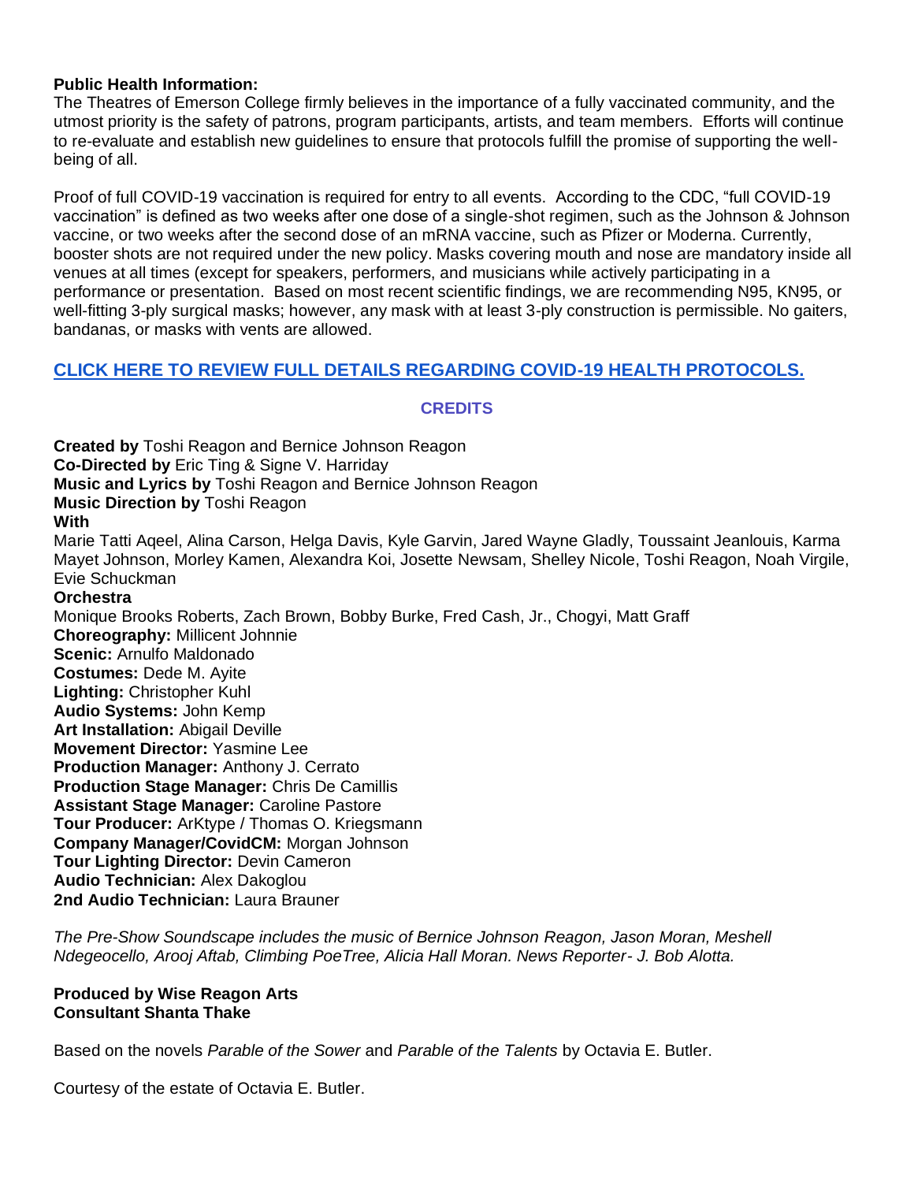**Public Health Information:**
The Theatres of Emerson College firmly believes in the importance of a fully vaccinated community, and the utmost priority is the safety of patrons, program participants, artists, and team members. Efforts will continue to re-evaluate and establish new guidelines to ensure that protocols fulfill the promise of supporting the well-being of all.

Proof of full COVID-19 vaccination is required for entry to all events. According to the CDC, "full COVID-19 vaccination" is defined as two weeks after one dose of a single-shot regimen, such as the Johnson & Johnson vaccine, or two weeks after the second dose of an mRNA vaccine, such as Pfizer or Moderna. Currently, booster shots are not required under the new policy. Masks covering mouth and nose are mandatory inside all venues at all times (except for speakers, performers, and musicians while actively participating in a performance or presentation. Based on most recent scientific findings, we are recommending N95, KN95, or well-fitting 3-ply surgical masks; however, any mask with at least 3-ply construction is permissible. No gaiters, bandanas, or masks with vents are allowed.

**CLICK HERE TO REVIEW FULL DETAILS REGARDING COVID-19 HEALTH PROTOCOLS.**

## CREDITS

**Created by** Toshi Reagon and Bernice Johnson Reagon
**Co-Directed by** Eric Ting & Signe V. Harriday
**Music and Lyrics by** Toshi Reagon and Bernice Johnson Reagon
**Music Direction by** Toshi Reagon
**With**
Marie Tatti Aqeel, Alina Carson, Helga Davis, Kyle Garvin, Jared Wayne Gladly, Toussaint Jeanlouis, Karma Mayet Johnson, Morley Kamen, Alexandra Koi, Josette Newsam, Shelley Nicole, Toshi Reagon, Noah Virgile, Evie Schuckman
**Orchestra**
Monique Brooks Roberts, Zach Brown, Bobby Burke, Fred Cash, Jr., Chogyi, Matt Graff
**Choreography:** Millicent Johnnie
**Scenic:** Arnulfo Maldonado
**Costumes:** Dede M. Ayite
**Lighting:** Christopher Kuhl
**Audio Systems:** John Kemp
**Art Installation:** Abigail Deville
**Movement Director:** Yasmine Lee
**Production Manager:** Anthony J. Cerrato
**Production Stage Manager:** Chris De Camillis
**Assistant Stage Manager:** Caroline Pastore
**Tour Producer:** ArKtype / Thomas O. Kriegsmann
**Company Manager/CovidCM:** Morgan Johnson
**Tour Lighting Director:** Devin Cameron
**Audio Technician:** Alex Dakoglou
**2nd Audio Technician:** Laura Brauner

*The Pre-Show Soundscape includes the music of Bernice Johnson Reagon, Jason Moran, Meshell Ndegeocello, Arooj Aftab, Climbing PoeTree, Alicia Hall Moran. News Reporter- J. Bob Alotta.*

**Produced by Wise Reagon Arts**
**Consultant Shanta Thake**

Based on the novels *Parable of the Sower* and *Parable of the Talents* by Octavia E. Butler.

Courtesy of the estate of Octavia E. Butler.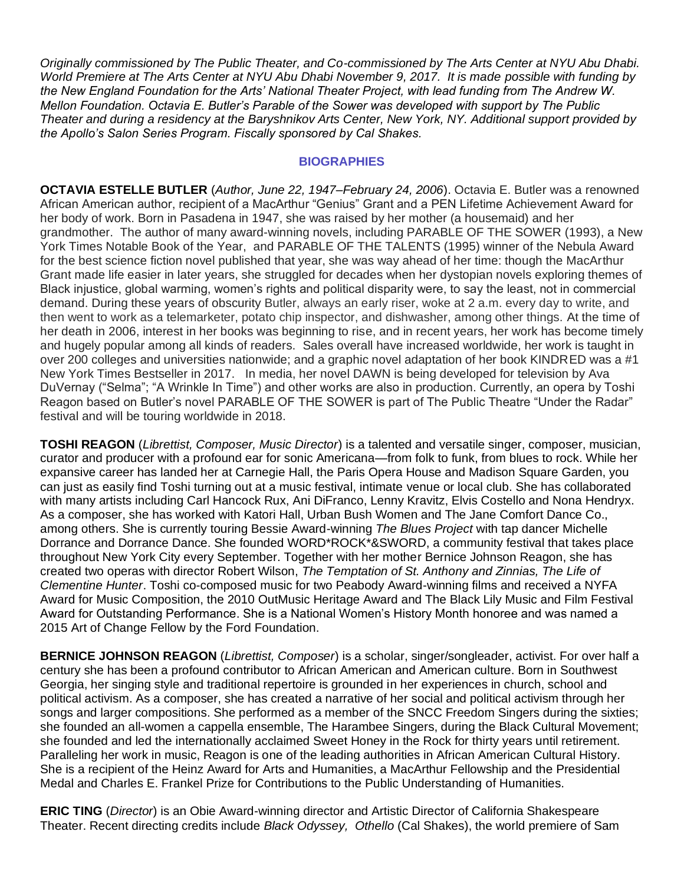*Originally commissioned by The Public Theater, and Co-commissioned by The Arts Center at NYU Abu Dhabi. World Premiere at The Arts Center at NYU Abu Dhabi November 9, 2017. It is made possible with funding by the New England Foundation for the Arts' National Theater Project, with lead funding from The Andrew W. Mellon Foundation. Octavia E. Butler's Parable of the Sower was developed with support by The Public Theater and during a residency at the Baryshnikov Arts Center, New York, NY. Additional support provided by the Apollo's Salon Series Program. Fiscally sponsored by Cal Shakes.*

## BIOGRAPHIES

**OCTAVIA ESTELLE BUTLER** (*Author, June 22, 1947–February 24, 2006*). Octavia E. Butler was a renowned African American author, recipient of a MacArthur "Genius" Grant and a PEN Lifetime Achievement Award for her body of work. Born in Pasadena in 1947, she was raised by her mother (a housemaid) and her grandmother. The author of many award-winning novels, including PARABLE OF THE SOWER (1993), a New York Times Notable Book of the Year, and PARABLE OF THE TALENTS (1995) winner of the Nebula Award for the best science fiction novel published that year, she was way ahead of her time: though the MacArthur Grant made life easier in later years, she struggled for decades when her dystopian novels exploring themes of Black injustice, global warming, women's rights and political disparity were, to say the least, not in commercial demand. During these years of obscurity Butler, always an early riser, woke at 2 a.m. every day to write, and then went to work as a telemarketer, potato chip inspector, and dishwasher, among other things. At the time of her death in 2006, interest in her books was beginning to rise, and in recent years, her work has become timely and hugely popular among all kinds of readers. Sales overall have increased worldwide, her work is taught in over 200 colleges and universities nationwide; and a graphic novel adaptation of her book KINDRED was a #1 New York Times Bestseller in 2017. In media, her novel DAWN is being developed for television by Ava DuVernay ("Selma"; "A Wrinkle In Time") and other works are also in production. Currently, an opera by Toshi Reagon based on Butler's novel PARABLE OF THE SOWER is part of The Public Theatre "Under the Radar" festival and will be touring worldwide in 2018.

**TOSHI REAGON** (*Librettist, Composer, Music Director*) is a talented and versatile singer, composer, musician, curator and producer with a profound ear for sonic Americana—from folk to funk, from blues to rock. While her expansive career has landed her at Carnegie Hall, the Paris Opera House and Madison Square Garden, you can just as easily find Toshi turning out at a music festival, intimate venue or local club. She has collaborated with many artists including Carl Hancock Rux, Ani DiFranco, Lenny Kravitz, Elvis Costello and Nona Hendryx. As a composer, she has worked with Katori Hall, Urban Bush Women and The Jane Comfort Dance Co., among others. She is currently touring Bessie Award-winning *The Blues Project* with tap dancer Michelle Dorrance and Dorrance Dance. She founded WORD*ROCK*&SWORD, a community festival that takes place throughout New York City every September. Together with her mother Bernice Johnson Reagon, she has created two operas with director Robert Wilson, *The Temptation of St. Anthony and Zinnias, The Life of Clementine Hunter*. Toshi co-composed music for two Peabody Award-winning films and received a NYFA Award for Music Composition, the 2010 OutMusic Heritage Award and The Black Lily Music and Film Festival Award for Outstanding Performance. She is a National Women's History Month honoree and was named a 2015 Art of Change Fellow by the Ford Foundation.

**BERNICE JOHNSON REAGON** (*Librettist, Composer*) is a scholar, singer/songleader, activist. For over half a century she has been a profound contributor to African American and American culture. Born in Southwest Georgia, her singing style and traditional repertoire is grounded in her experiences in church, school and political activism. As a composer, she has created a narrative of her social and political activism through her songs and larger compositions. She performed as a member of the SNCC Freedom Singers during the sixties; she founded an all-women a cappella ensemble, The Harambee Singers, during the Black Cultural Movement; she founded and led the internationally acclaimed Sweet Honey in the Rock for thirty years until retirement. Paralleling her work in music, Reagon is one of the leading authorities in African American Cultural History. She is a recipient of the Heinz Award for Arts and Humanities, a MacArthur Fellowship and the Presidential Medal and Charles E. Frankel Prize for Contributions to the Public Understanding of Humanities.

**ERIC TING** (*Director*) is an Obie Award-winning director and Artistic Director of California Shakespeare Theater. Recent directing credits include *Black Odyssey, Othello* (Cal Shakes), the world premiere of Sam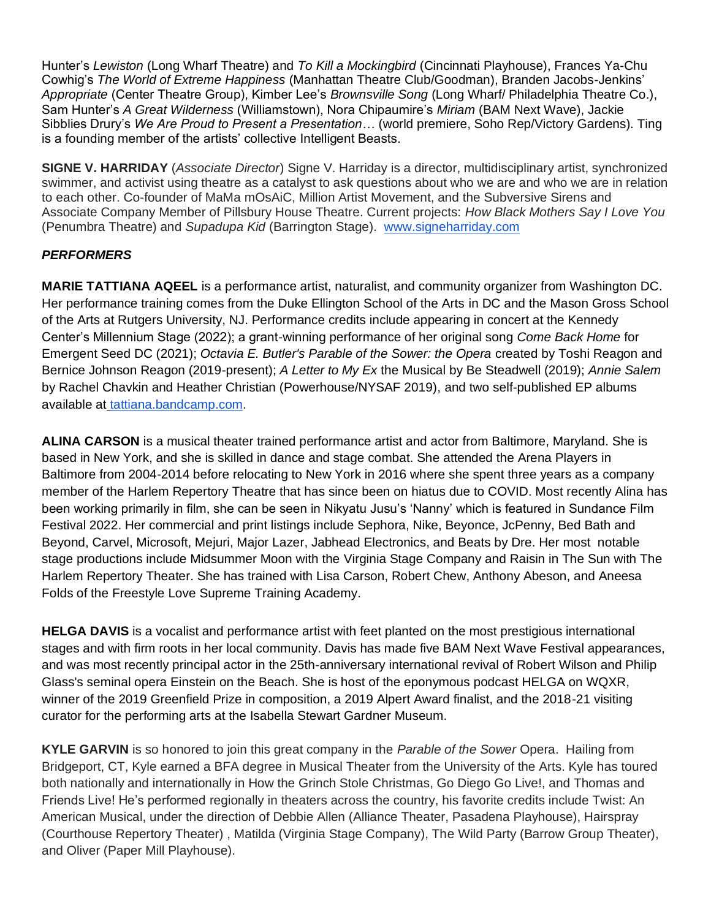Hunter's *Lewiston* (Long Wharf Theatre) and *To Kill a Mockingbird* (Cincinnati Playhouse), Frances Ya-Chu Cowhig's *The World of Extreme Happiness* (Manhattan Theatre Club/Goodman), Branden Jacobs-Jenkins' *Appropriate* (Center Theatre Group), Kimber Lee's *Brownsville Song* (Long Wharf/ Philadelphia Theatre Co.), Sam Hunter's *A Great Wilderness* (Williamstown), Nora Chipaumire's *Miriam* (BAM Next Wave), Jackie Sibblies Drury's *We Are Proud to Present a Presentation…* (world premiere, Soho Rep/Victory Gardens). Ting is a founding member of the artists' collective Intelligent Beasts.

**SIGNE V. HARRIDAY** (*Associate Director*) Signe V. Harriday is a director, multidisciplinary artist, synchronized swimmer, and activist using theatre as a catalyst to ask questions about who we are and who we are in relation to each other. Co-founder of MaMa mOsAiC, Million Artist Movement, and the Subversive Sirens and Associate Company Member of Pillsbury House Theatre. Current projects: *How Black Mothers Say I Love You* (Penumbra Theatre) and *Supadupa Kid* (Barrington Stage). www.signeharriday.com

***PERFORMERS***

**MARIE TATTIANA AQEEL** is a performance artist, naturalist, and community organizer from Washington DC. Her performance training comes from the Duke Ellington School of the Arts in DC and the Mason Gross School of the Arts at Rutgers University, NJ. Performance credits include appearing in concert at the Kennedy Center's Millennium Stage (2022); a grant-winning performance of her original song *Come Back Home* for Emergent Seed DC (2021); *Octavia E. Butler's Parable of the Sower: the Opera* created by Toshi Reagon and Bernice Johnson Reagon (2019-present); *A Letter to My Ex* the Musical by Be Steadwell (2019); *Annie Salem* by Rachel Chavkin and Heather Christian (Powerhouse/NYSAF 2019), and two self-published EP albums available at tattiana.bandcamp.com.

**ALINA CARSON** is a musical theater trained performance artist and actor from Baltimore, Maryland. She is based in New York, and she is skilled in dance and stage combat. She attended the Arena Players in Baltimore from 2004-2014 before relocating to New York in 2016 where she spent three years as a company member of the Harlem Repertory Theatre that has since been on hiatus due to COVID. Most recently Alina has been working primarily in film, she can be seen in Nikyatu Jusu's 'Nanny' which is featured in Sundance Film Festival 2022. Her commercial and print listings include Sephora, Nike, Beyonce, JcPenny, Bed Bath and Beyond, Carvel, Microsoft, Mejuri, Major Lazer, Jabhead Electronics, and Beats by Dre. Her most notable stage productions include Midsummer Moon with the Virginia Stage Company and Raisin in The Sun with The Harlem Repertory Theater. She has trained with Lisa Carson, Robert Chew, Anthony Abeson, and Aneesa Folds of the Freestyle Love Supreme Training Academy.

**HELGA DAVIS** is a vocalist and performance artist with feet planted on the most prestigious international stages and with firm roots in her local community. Davis has made five BAM Next Wave Festival appearances, and was most recently principal actor in the 25th-anniversary international revival of Robert Wilson and Philip Glass's seminal opera Einstein on the Beach. She is host of the eponymous podcast HELGA on WQXR, winner of the 2019 Greenfield Prize in composition, a 2019 Alpert Award finalist, and the 2018-21 visiting curator for the performing arts at the Isabella Stewart Gardner Museum.

**KYLE GARVIN** is so honored to join this great company in the *Parable of the Sower* Opera. Hailing from Bridgeport, CT, Kyle earned a BFA degree in Musical Theater from the University of the Arts. Kyle has toured both nationally and internationally in How the Grinch Stole Christmas, Go Diego Go Live!, and Thomas and Friends Live! He's performed regionally in theaters across the country, his favorite credits include Twist: An American Musical, under the direction of Debbie Allen (Alliance Theater, Pasadena Playhouse), Hairspray (Courthouse Repertory Theater) , Matilda (Virginia Stage Company), The Wild Party (Barrow Group Theater), and Oliver (Paper Mill Playhouse).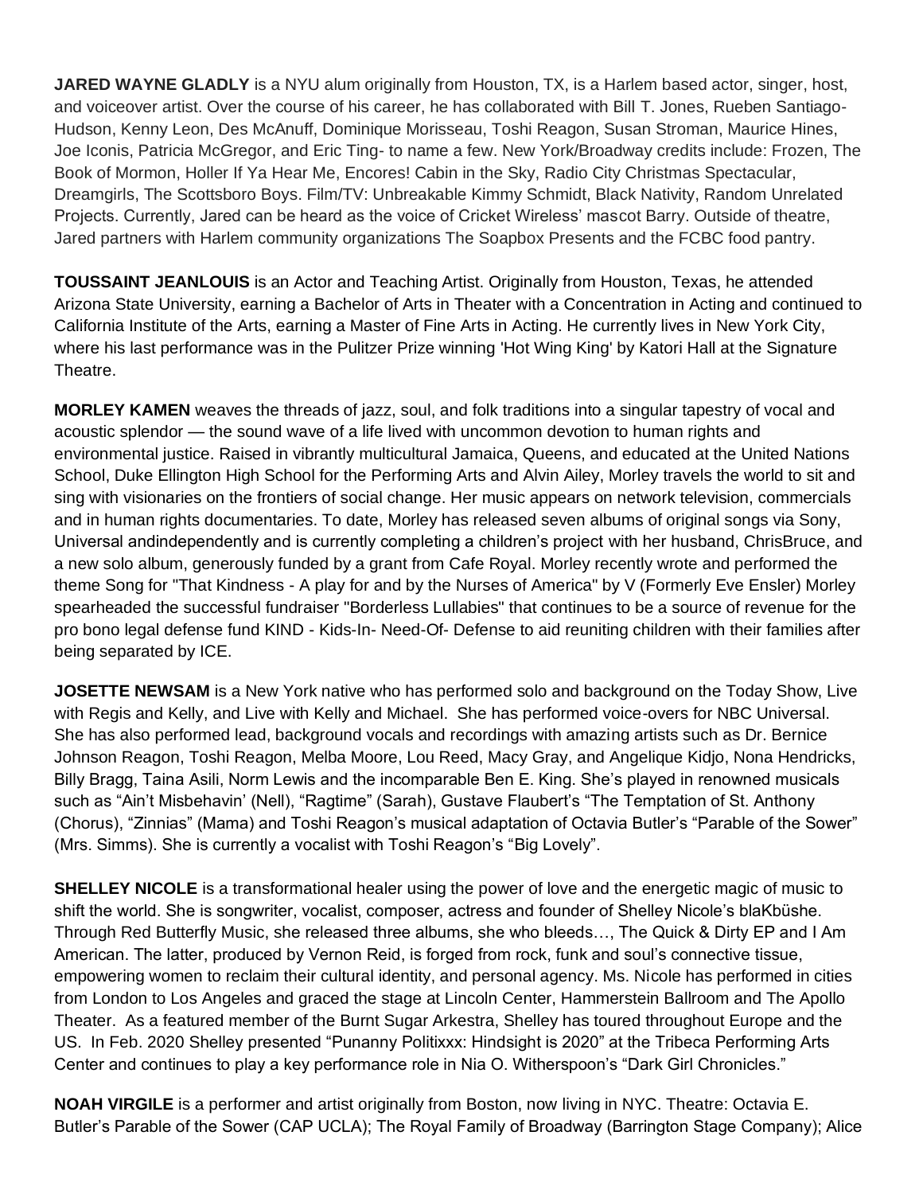**JARED WAYNE GLADLY** is a NYU alum originally from Houston, TX, is a Harlem based actor, singer, host, and voiceover artist. Over the course of his career, he has collaborated with Bill T. Jones, Rueben Santiago-Hudson, Kenny Leon, Des McAnuff, Dominique Morisseau, Toshi Reagon, Susan Stroman, Maurice Hines, Joe Iconis, Patricia McGregor, and Eric Ting- to name a few. New York/Broadway credits include: Frozen, The Book of Mormon, Holler If Ya Hear Me, Encores! Cabin in the Sky, Radio City Christmas Spectacular, Dreamgirls, The Scottsboro Boys. Film/TV: Unbreakable Kimmy Schmidt, Black Nativity, Random Unrelated Projects. Currently, Jared can be heard as the voice of Cricket Wireless' mascot Barry. Outside of theatre, Jared partners with Harlem community organizations The Soapbox Presents and the FCBC food pantry.

**TOUSSAINT JEANLOUIS** is an Actor and Teaching Artist. Originally from Houston, Texas, he attended Arizona State University, earning a Bachelor of Arts in Theater with a Concentration in Acting and continued to California Institute of the Arts, earning a Master of Fine Arts in Acting. He currently lives in New York City, where his last performance was in the Pulitzer Prize winning 'Hot Wing King' by Katori Hall at the Signature Theatre.

**MORLEY KAMEN** weaves the threads of jazz, soul, and folk traditions into a singular tapestry of vocal and acoustic splendor — the sound wave of a life lived with uncommon devotion to human rights and environmental justice. Raised in vibrantly multicultural Jamaica, Queens, and educated at the United Nations School, Duke Ellington High School for the Performing Arts and Alvin Ailey, Morley travels the world to sit and sing with visionaries on the frontiers of social change. Her music appears on network television, commercials and in human rights documentaries. To date, Morley has released seven albums of original songs via Sony, Universal andindependently and is currently completing a children's project with her husband, ChrisBruce, and a new solo album, generously funded by a grant from Cafe Royal. Morley recently wrote and performed the theme Song for "That Kindness - A play for and by the Nurses of America" by V (Formerly Eve Ensler) Morley spearheaded the successful fundraiser "Borderless Lullabies" that continues to be a source of revenue for the pro bono legal defense fund KIND - Kids-In- Need-Of- Defense to aid reuniting children with their families after being separated by ICE.

**JOSETTE NEWSAM** is a New York native who has performed solo and background on the Today Show, Live with Regis and Kelly, and Live with Kelly and Michael. She has performed voice-overs for NBC Universal. She has also performed lead, background vocals and recordings with amazing artists such as Dr. Bernice Johnson Reagon, Toshi Reagon, Melba Moore, Lou Reed, Macy Gray, and Angelique Kidjo, Nona Hendricks, Billy Bragg, Taina Asili, Norm Lewis and the incomparable Ben E. King. She's played in renowned musicals such as "Ain't Misbehavin' (Nell), "Ragtime" (Sarah), Gustave Flaubert's "The Temptation of St. Anthony (Chorus), "Zinnias" (Mama) and Toshi Reagon's musical adaptation of Octavia Butler's "Parable of the Sower" (Mrs. Simms). She is currently a vocalist with Toshi Reagon's "Big Lovely".

**SHELLEY NICOLE** is a transformational healer using the power of love and the energetic magic of music to shift the world. She is songwriter, vocalist, composer, actress and founder of Shelley Nicole's blaKbüshe. Through Red Butterfly Music, she released three albums, she who bleeds…, The Quick & Dirty EP and I Am American. The latter, produced by Vernon Reid, is forged from rock, funk and soul's connective tissue, empowering women to reclaim their cultural identity, and personal agency. Ms. Nicole has performed in cities from London to Los Angeles and graced the stage at Lincoln Center, Hammerstein Ballroom and The Apollo Theater. As a featured member of the Burnt Sugar Arkestra, Shelley has toured throughout Europe and the US. In Feb. 2020 Shelley presented "Punanny Politixxx: Hindsight is 2020" at the Tribeca Performing Arts Center and continues to play a key performance role in Nia O. Witherspoon's "Dark Girl Chronicles."

**NOAH VIRGILE** is a performer and artist originally from Boston, now living in NYC. Theatre: Octavia E. Butler's Parable of the Sower (CAP UCLA); The Royal Family of Broadway (Barrington Stage Company); Alice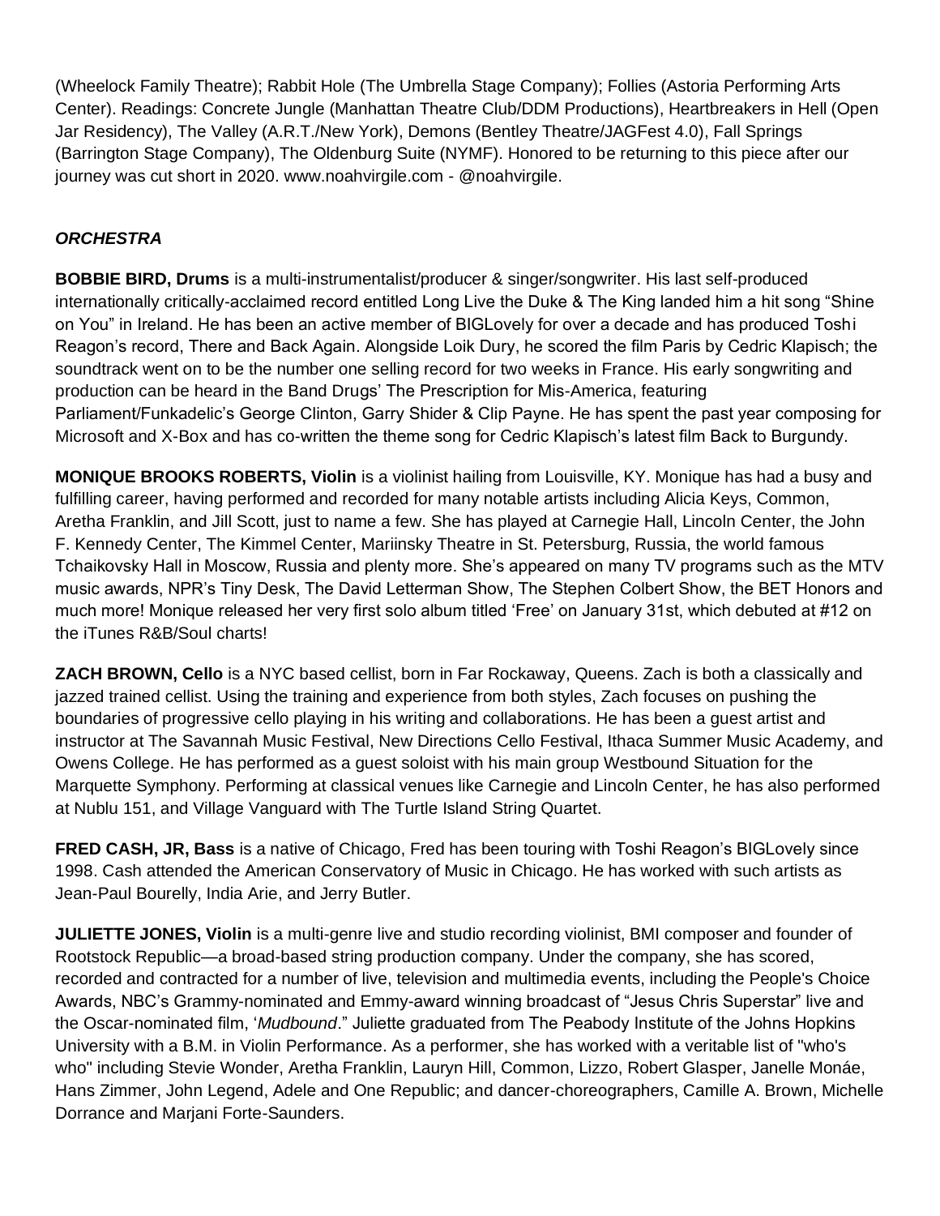(Wheelock Family Theatre); Rabbit Hole (The Umbrella Stage Company); Follies (Astoria Performing Arts Center). Readings: Concrete Jungle (Manhattan Theatre Club/DDM Productions), Heartbreakers in Hell (Open Jar Residency), The Valley (A.R.T./New York), Demons (Bentley Theatre/JAGFest 4.0), Fall Springs (Barrington Stage Company), The Oldenburg Suite (NYMF). Honored to be returning to this piece after our journey was cut short in 2020. www.noahvirgile.com - @noahvirgile.

***ORCHESTRA***

**BOBBIE BIRD, Drums** is a multi-instrumentalist/producer & singer/songwriter. His last self-produced internationally critically-acclaimed record entitled Long Live the Duke & The King landed him a hit song "Shine on You" in Ireland. He has been an active member of BIGLovely for over a decade and has produced Toshi Reagon's record, There and Back Again. Alongside Loik Dury, he scored the film Paris by Cedric Klapisch; the soundtrack went on to be the number one selling record for two weeks in France. His early songwriting and production can be heard in the Band Drugs' The Prescription for Mis-America, featuring Parliament/Funkadelic's George Clinton, Garry Shider & Clip Payne. He has spent the past year composing for Microsoft and X-Box and has co-written the theme song for Cedric Klapisch's latest film Back to Burgundy.

**MONIQUE BROOKS ROBERTS, Violin** is a violinist hailing from Louisville, KY. Monique has had a busy and fulfilling career, having performed and recorded for many notable artists including Alicia Keys, Common, Aretha Franklin, and Jill Scott, just to name a few. She has played at Carnegie Hall, Lincoln Center, the John F. Kennedy Center, The Kimmel Center, Mariinsky Theatre in St. Petersburg, Russia, the world famous Tchaikovsky Hall in Moscow, Russia and plenty more. She's appeared on many TV programs such as the MTV music awards, NPR's Tiny Desk, The David Letterman Show, The Stephen Colbert Show, the BET Honors and much more! Monique released her very first solo album titled 'Free' on January 31st, which debuted at #12 on the iTunes R&B/Soul charts!

**ZACH BROWN, Cello** is a NYC based cellist, born in Far Rockaway, Queens. Zach is both a classically and jazzed trained cellist. Using the training and experience from both styles, Zach focuses on pushing the boundaries of progressive cello playing in his writing and collaborations. He has been a guest artist and instructor at The Savannah Music Festival, New Directions Cello Festival, Ithaca Summer Music Academy, and Owens College. He has performed as a guest soloist with his main group Westbound Situation for the Marquette Symphony. Performing at classical venues like Carnegie and Lincoln Center, he has also performed at Nublu 151, and Village Vanguard with The Turtle Island String Quartet.

**FRED CASH, JR, Bass** is a native of Chicago, Fred has been touring with Toshi Reagon's BIGLovely since 1998. Cash attended the American Conservatory of Music in Chicago. He has worked with such artists as Jean-Paul Bourelly, India Arie, and Jerry Butler.

**JULIETTE JONES, Violin** is a multi-genre live and studio recording violinist, BMI composer and founder of Rootstock Republic—a broad-based string production company. Under the company, she has scored, recorded and contracted for a number of live, television and multimedia events, including the People's Choice Awards, NBC's Grammy-nominated and Emmy-award winning broadcast of "Jesus Chris Superstar" live and the Oscar-nominated film, '*Mudbound*.'' Juliette graduated from The Peabody Institute of the Johns Hopkins University with a B.M. in Violin Performance. As a performer, she has worked with a veritable list of "who's who" including Stevie Wonder, Aretha Franklin, Lauryn Hill, Common, Lizzo, Robert Glasper, Janelle Monáe, Hans Zimmer, John Legend, Adele and One Republic; and dancer-choreographers, Camille A. Brown, Michelle Dorrance and Marjani Forte-Saunders.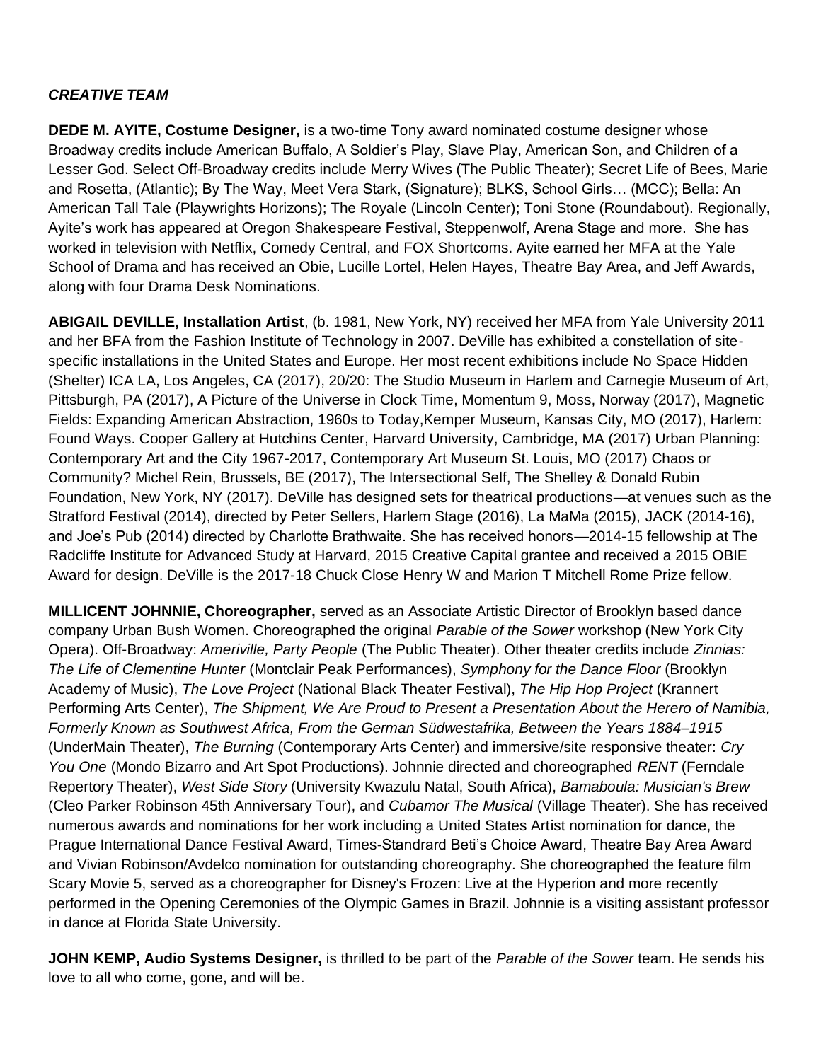***CREATIVE TEAM***

**DEDE M. AYITE, Costume Designer,** is a two-time Tony award nominated costume designer whose Broadway credits include American Buffalo, A Soldier's Play, Slave Play, American Son, and Children of a Lesser God. Select Off-Broadway credits include Merry Wives (The Public Theater); Secret Life of Bees, Marie and Rosetta, (Atlantic); By The Way, Meet Vera Stark, (Signature); BLKS, School Girls… (MCC); Bella: An American Tall Tale (Playwrights Horizons); The Royale (Lincoln Center); Toni Stone (Roundabout). Regionally, Ayite's work has appeared at Oregon Shakespeare Festival, Steppenwolf, Arena Stage and more. She has worked in television with Netflix, Comedy Central, and FOX Shortcoms. Ayite earned her MFA at the Yale School of Drama and has received an Obie, Lucille Lortel, Helen Hayes, Theatre Bay Area, and Jeff Awards, along with four Drama Desk Nominations.

**ABIGAIL DEVILLE, Installation Artist**, (b. 1981, New York, NY) received her MFA from Yale University 2011 and her BFA from the Fashion Institute of Technology in 2007. DeVille has exhibited a constellation of site-specific installations in the United States and Europe. Her most recent exhibitions include No Space Hidden (Shelter) ICA LA, Los Angeles, CA (2017), 20/20: The Studio Museum in Harlem and Carnegie Museum of Art, Pittsburgh, PA (2017), A Picture of the Universe in Clock Time, Momentum 9, Moss, Norway (2017), Magnetic Fields: Expanding American Abstraction, 1960s to Today,Kemper Museum, Kansas City, MO (2017), Harlem: Found Ways. Cooper Gallery at Hutchins Center, Harvard University, Cambridge, MA (2017) Urban Planning: Contemporary Art and the City 1967-2017, Contemporary Art Museum St. Louis, MO (2017) Chaos or Community? Michel Rein, Brussels, BE (2017), The Intersectional Self, The Shelley & Donald Rubin Foundation, New York, NY (2017). DeVille has designed sets for theatrical productions—at venues such as the Stratford Festival (2014), directed by Peter Sellers, Harlem Stage (2016), La MaMa (2015), JACK (2014-16), and Joe's Pub (2014) directed by Charlotte Brathwaite. She has received honors—2014-15 fellowship at The Radcliffe Institute for Advanced Study at Harvard, 2015 Creative Capital grantee and received a 2015 OBIE Award for design. DeVille is the 2017-18 Chuck Close Henry W and Marion T Mitchell Rome Prize fellow.

**MILLICENT JOHNNIE, Choreographer,** served as an Associate Artistic Director of Brooklyn based dance company Urban Bush Women. Choreographed the original *Parable of the Sower* workshop (New York City Opera). Off-Broadway: *Ameriville, Party People* (The Public Theater). Other theater credits include *Zinnias: The Life of Clementine Hunter* (Montclair Peak Performances), *Symphony for the Dance Floor* (Brooklyn Academy of Music), *The Love Project* (National Black Theater Festival), *The Hip Hop Project* (Krannert Performing Arts Center), *The Shipment, We Are Proud to Present a Presentation About the Herero of Namibia, Formerly Known as Southwest Africa, From the German Südwestafrika, Between the Years 1884–1915* (UnderMain Theater), *The Burning* (Contemporary Arts Center) and immersive/site responsive theater: *Cry You One* (Mondo Bizarro and Art Spot Productions). Johnnie directed and choreographed *RENT* (Ferndale Repertory Theater), *West Side Story* (University Kwazulu Natal, South Africa), *Bamaboula: Musician's Brew* (Cleo Parker Robinson 45th Anniversary Tour), and *Cubamor The Musical* (Village Theater). She has received numerous awards and nominations for her work including a United States Artist nomination for dance, the Prague International Dance Festival Award, Times-Standrard Beti's Choice Award, Theatre Bay Area Award and Vivian Robinson/Avdelco nomination for outstanding choreography. She choreographed the feature film Scary Movie 5, served as a choreographer for Disney's Frozen: Live at the Hyperion and more recently performed in the Opening Ceremonies of the Olympic Games in Brazil. Johnnie is a visiting assistant professor in dance at Florida State University.

**JOHN KEMP, Audio Systems Designer,** is thrilled to be part of the *Parable of the Sower* team. He sends his love to all who come, gone, and will be.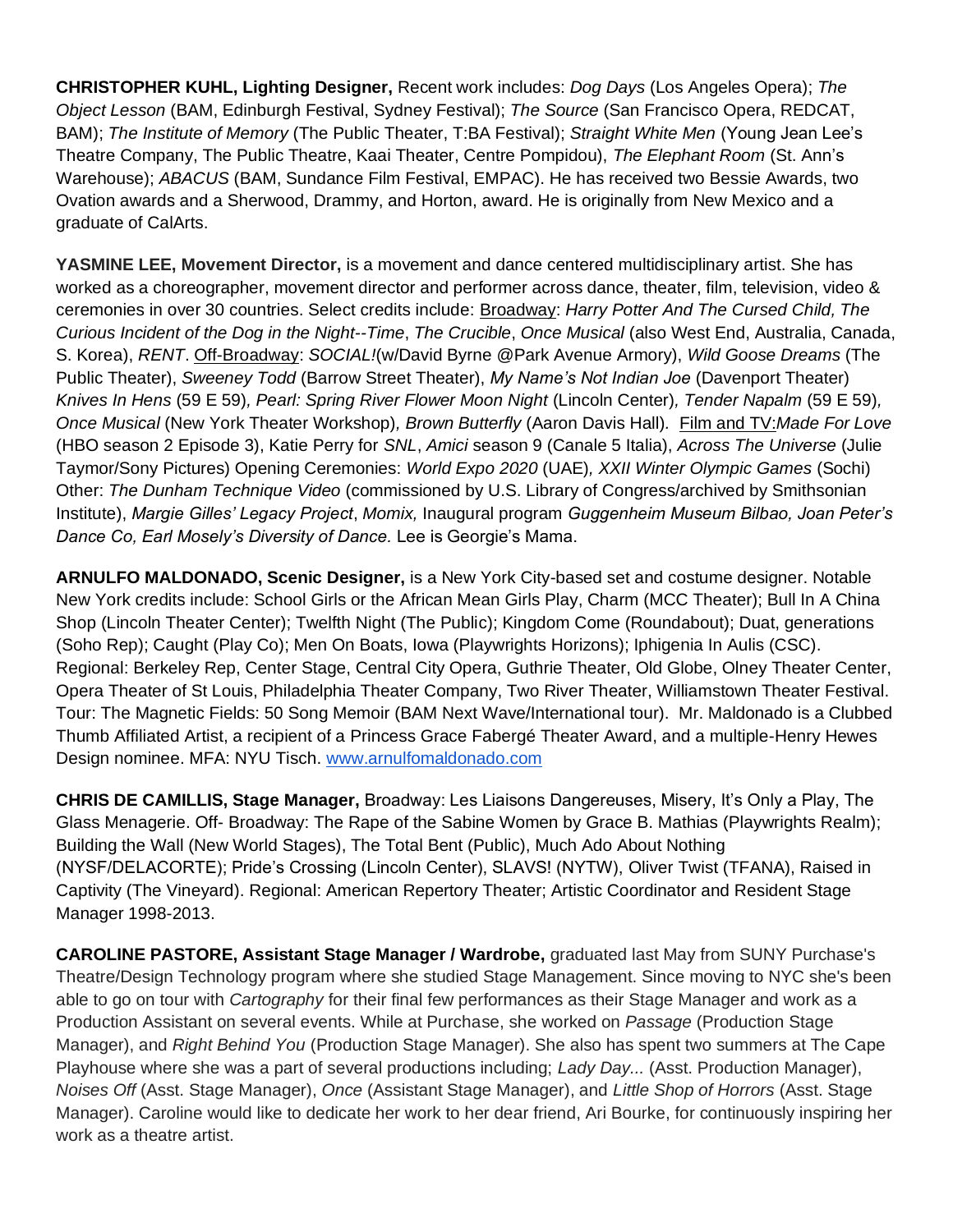**CHRISTOPHER KUHL, Lighting Designer,** Recent work includes: *Dog Days* (Los Angeles Opera); *The Object Lesson* (BAM, Edinburgh Festival, Sydney Festival); *The Source* (San Francisco Opera, REDCAT, BAM); *The Institute of Memory* (The Public Theater, T:BA Festival); *Straight White Men* (Young Jean Lee's Theatre Company, The Public Theatre, Kaai Theater, Centre Pompidou), *The Elephant Room* (St. Ann's Warehouse); *ABACUS* (BAM, Sundance Film Festival, EMPAC). He has received two Bessie Awards, two Ovation awards and a Sherwood, Drammy, and Horton, award. He is originally from New Mexico and a graduate of CalArts.

**YASMINE LEE, Movement Director,** is a movement and dance centered multidisciplinary artist. She has worked as a choreographer, movement director and performer across dance, theater, film, television, video & ceremonies in over 30 countries. Select credits include: <u>Broadway</u>: *Harry Potter And The Cursed Child, The Curious Incident of the Dog in the Night--Time*, *The Crucible*, *Once Musical* (also West End, Australia, Canada, S. Korea), *RENT*. <u>Off-Broadway</u>: *SOCIAL!*(w/David Byrne @Park Avenue Armory), *Wild Goose Dreams* (The Public Theater), *Sweeney Todd* (Barrow Street Theater), *My Name's Not Indian Joe* (Davenport Theater) *Knives In Hens* (59 E 59), *Pearl: Spring River Flower Moon Night* (Lincoln Center), *Tender Napalm* (59 E 59), *Once Musical* (New York Theater Workshop), *Brown Butterfly* (Aaron Davis Hall). <u>Film and TV</u>:*Made For Love* (HBO season 2 Episode 3), Katie Perry for *SNL*, *Amici* season 9 (Canale 5 Italia), *Across The Universe* (Julie Taymor/Sony Pictures) Opening Ceremonies: *World Expo 2020* (UAE), *XXII Winter Olympic Games* (Sochi) Other: *The Dunham Technique Video* (commissioned by U.S. Library of Congress/archived by Smithsonian Institute), *Margie Gilles' Legacy Project*, *Momix,* Inaugural program *Guggenheim Museum Bilbao, Joan Peter's Dance Co, Earl Mosely's Diversity of Dance.* Lee is Georgie's Mama.

**ARNULFO MALDONADO, Scenic Designer,** is a New York City-based set and costume designer. Notable New York credits include: School Girls or the African Mean Girls Play, Charm (MCC Theater); Bull In A China Shop (Lincoln Theater Center); Twelfth Night (The Public); Kingdom Come (Roundabout); Duat, generations (Soho Rep); Caught (Play Co); Men On Boats, Iowa (Playwrights Horizons); Iphigenia In Aulis (CSC). Regional: Berkeley Rep, Center Stage, Central City Opera, Guthrie Theater, Old Globe, Olney Theater Center, Opera Theater of St Louis, Philadelphia Theater Company, Two River Theater, Williamstown Theater Festival. Tour: The Magnetic Fields: 50 Song Memoir (BAM Next Wave/International tour). Mr. Maldonado is a Clubbed Thumb Affiliated Artist, a recipient of a Princess Grace Fabergé Theater Award, and a multiple-Henry Hewes Design nominee. MFA: NYU Tisch. [www.arnulfomaldonado.com](http://www.arnulfomaldonado.com)

**CHRIS DE CAMILLIS, Stage Manager,** Broadway: Les Liaisons Dangereuses, Misery, It's Only a Play, The Glass Menagerie. Off- Broadway: The Rape of the Sabine Women by Grace B. Mathias (Playwrights Realm); Building the Wall (New World Stages), The Total Bent (Public), Much Ado About Nothing (NYSF/DELACORTE); Pride's Crossing (Lincoln Center), SLAVS! (NYTW), Oliver Twist (TFANA), Raised in Captivity (The Vineyard). Regional: American Repertory Theater; Artistic Coordinator and Resident Stage Manager 1998-2013.

**CAROLINE PASTORE, Assistant Stage Manager / Wardrobe,** graduated last May from SUNY Purchase's Theatre/Design Technology program where she studied Stage Management. Since moving to NYC she's been able to go on tour with *Cartography* for their final few performances as their Stage Manager and work as a Production Assistant on several events. While at Purchase, she worked on *Passage* (Production Stage Manager), and *Right Behind You* (Production Stage Manager). She also has spent two summers at The Cape Playhouse where she was a part of several productions including; *Lady Day...* (Asst. Production Manager), *Noises Off* (Asst. Stage Manager), *Once* (Assistant Stage Manager), and *Little Shop of Horrors* (Asst. Stage Manager). Caroline would like to dedicate her work to her dear friend, Ari Bourke, for continuously inspiring her work as a theatre artist.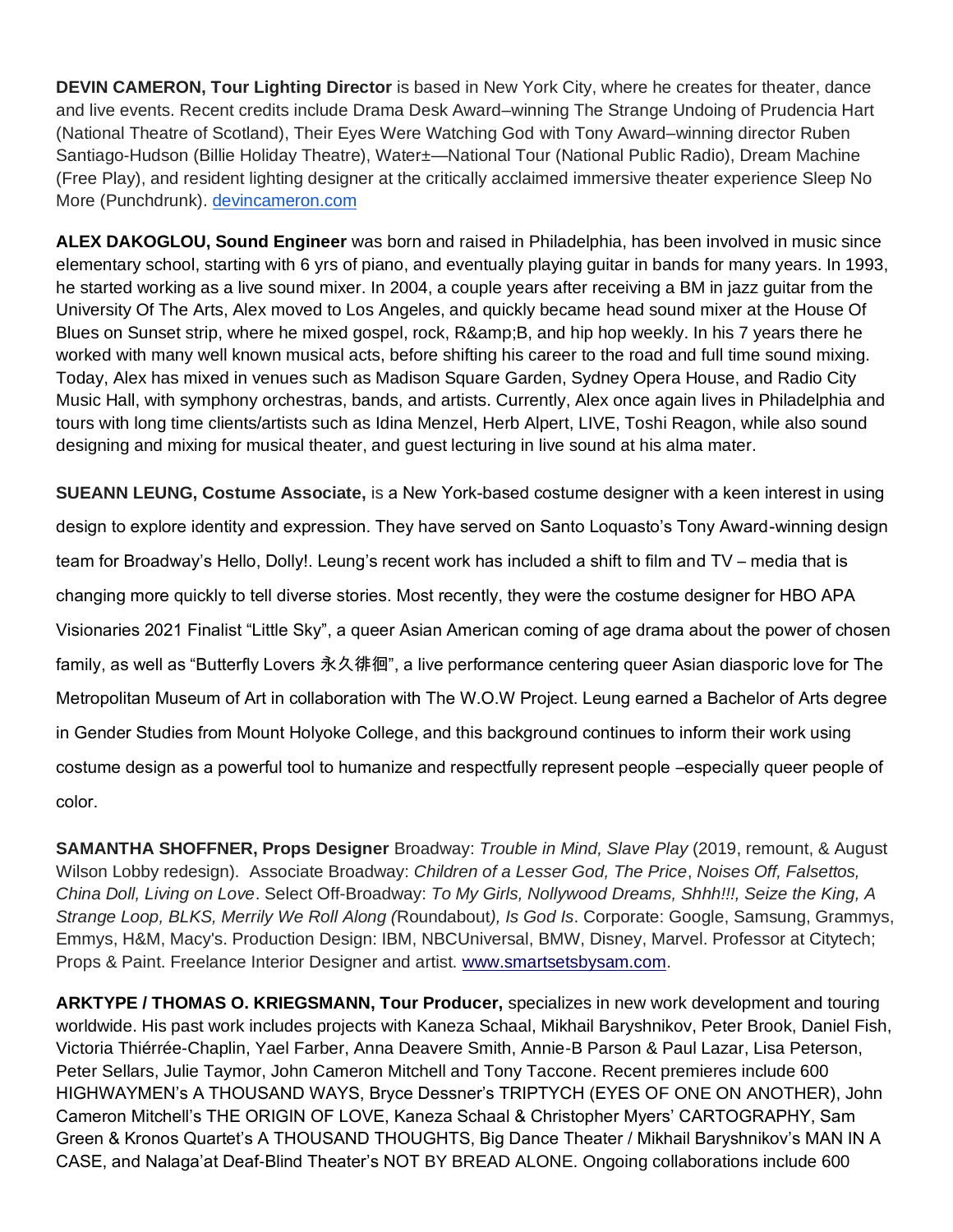**DEVIN CAMERON, Tour Lighting Director** is based in New York City, where he creates for theater, dance and live events. Recent credits include Drama Desk Award–winning The Strange Undoing of Prudencia Hart (National Theatre of Scotland), Their Eyes Were Watching God with Tony Award–winning director Ruben Santiago-Hudson (Billie Holiday Theatre), Water±—National Tour (National Public Radio), Dream Machine (Free Play), and resident lighting designer at the critically acclaimed immersive theater experience Sleep No More (Punchdrunk). [devincameron.com](devincameron.com)

**ALEX DAKOGLOU, Sound Engineer** was born and raised in Philadelphia, has been involved in music since elementary school, starting with 6 yrs of piano, and eventually playing guitar in bands for many years. In 1993, he started working as a live sound mixer. In 2004, a couple years after receiving a BM in jazz guitar from the University Of The Arts, Alex moved to Los Angeles, and quickly became head sound mixer at the House Of Blues on Sunset strip, where he mixed gospel, rock, R&amp;B, and hip hop weekly. In his 7 years there he worked with many well known musical acts, before shifting his career to the road and full time sound mixing. Today, Alex has mixed in venues such as Madison Square Garden, Sydney Opera House, and Radio City Music Hall, with symphony orchestras, bands, and artists. Currently, Alex once again lives in Philadelphia and tours with long time clients/artists such as Idina Menzel, Herb Alpert, LIVE, Toshi Reagon, while also sound designing and mixing for musical theater, and guest lecturing in live sound at his alma mater.

**SUEANN LEUNG, Costume Associate,** is a New York-based costume designer with a keen interest in using design to explore identity and expression. They have served on Santo Loquasto's Tony Award-winning design team for Broadway's Hello, Dolly!. Leung's recent work has included a shift to film and TV – media that is changing more quickly to tell diverse stories. Most recently, they were the costume designer for HBO APA Visionaries 2021 Finalist "Little Sky", a queer Asian American coming of age drama about the power of chosen family, as well as "Butterfly Lovers 永久徘徊", a live performance centering queer Asian diasporic love for The Metropolitan Museum of Art in collaboration with The W.O.W Project. Leung earned a Bachelor of Arts degree in Gender Studies from Mount Holyoke College, and this background continues to inform their work using costume design as a powerful tool to humanize and respectfully represent people –especially queer people of color.

**SAMANTHA SHOFFNER, Props Designer** Broadway: *Trouble in Mind, Slave Play* (2019, remount, & August Wilson Lobby redesign). Associate Broadway: *Children of a Lesser God, The Price*, *Noises Off, Falsettos, China Doll, Living on Love*. Select Off-Broadway: *To My Girls, Nollywood Dreams, Shhh!!!, Seize the King, A Strange Loop, BLKS, Merrily We Roll Along (*Roundabout*), Is God Is*. Corporate: Google, Samsung, Grammys, Emmys, H&M, Macy's. Production Design: IBM, NBCUniversal, BMW, Disney, Marvel. Professor at Citytech; Props & Paint. Freelance Interior Designer and artist. [www.smartsetsbysam.com](www.smartsetsbysam.com).

**ARKTYPE / THOMAS O. KRIEGSMANN, Tour Producer,** specializes in new work development and touring worldwide. His past work includes projects with Kaneza Schaal, Mikhail Baryshnikov, Peter Brook, Daniel Fish, Victoria Thiérrée-Chaplin, Yael Farber, Anna Deavere Smith, Annie-B Parson & Paul Lazar, Lisa Peterson, Peter Sellars, Julie Taymor, John Cameron Mitchell and Tony Taccone. Recent premieres include 600 HIGHWAYMEN's A THOUSAND WAYS, Bryce Dessner's TRIPTYCH (EYES OF ONE ON ANOTHER), John Cameron Mitchell's THE ORIGIN OF LOVE, Kaneza Schaal & Christopher Myers' CARTOGRAPHY, Sam Green & Kronos Quartet's A THOUSAND THOUGHTS, Big Dance Theater / Mikhail Baryshnikov's MAN IN A CASE, and Nalaga'at Deaf-Blind Theater's NOT BY BREAD ALONE. Ongoing collaborations include 600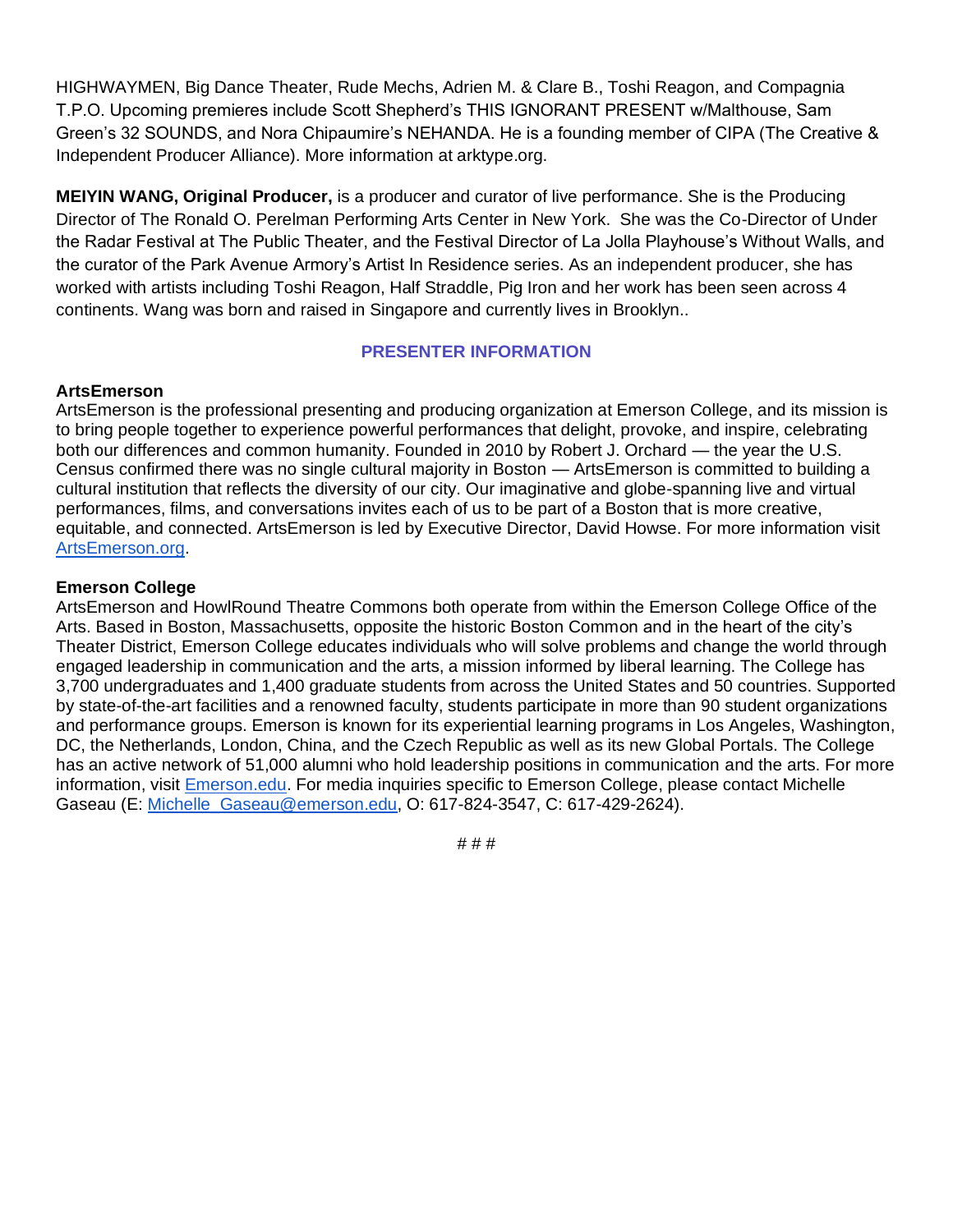HIGHWAYMEN, Big Dance Theater, Rude Mechs, Adrien M. & Clare B., Toshi Reagon, and Compagnia T.P.O. Upcoming premieres include Scott Shepherd's THIS IGNORANT PRESENT w/Malthouse, Sam Green's 32 SOUNDS, and Nora Chipaumire's NEHANDA. He is a founding member of CIPA (The Creative & Independent Producer Alliance). More information at arktype.org.

**MEIYIN WANG, Original Producer,** is a producer and curator of live performance. She is the Producing Director of The Ronald O. Perelman Performing Arts Center in New York.  She was the Co-Director of Under the Radar Festival at The Public Theater, and the Festival Director of La Jolla Playhouse's Without Walls, and the curator of the Park Avenue Armory's Artist In Residence series. As an independent producer, she has worked with artists including Toshi Reagon, Half Straddle, Pig Iron and her work has been seen across 4 continents. Wang was born and raised in Singapore and currently lives in Brooklyn..

## PRESENTER INFORMATION

**ArtsEmerson**
ArtsEmerson is the professional presenting and producing organization at Emerson College, and its mission is to bring people together to experience powerful performances that delight, provoke, and inspire, celebrating both our differences and common humanity. Founded in 2010 by Robert J. Orchard — the year the U.S. Census confirmed there was no single cultural majority in Boston — ArtsEmerson is committed to building a cultural institution that reflects the diversity of our city. Our imaginative and globe-spanning live and virtual performances, films, and conversations invites each of us to be part of a Boston that is more creative, equitable, and connected. ArtsEmerson is led by Executive Director, David Howse. For more information visit ArtsEmerson.org.

**Emerson College**
ArtsEmerson and HowlRound Theatre Commons both operate from within the Emerson College Office of the Arts. Based in Boston, Massachusetts, opposite the historic Boston Common and in the heart of the city's Theater District, Emerson College educates individuals who will solve problems and change the world through engaged leadership in communication and the arts, a mission informed by liberal learning. The College has 3,700 undergraduates and 1,400 graduate students from across the United States and 50 countries. Supported by state-of-the-art facilities and a renowned faculty, students participate in more than 90 student organizations and performance groups. Emerson is known for its experiential learning programs in Los Angeles, Washington, DC, the Netherlands, London, China, and the Czech Republic as well as its new Global Portals. The College has an active network of 51,000 alumni who hold leadership positions in communication and the arts. For more information, visit Emerson.edu. For media inquiries specific to Emerson College, please contact Michelle Gaseau (E: Michelle_Gaseau@emerson.edu, O: 617-824-3547, C: 617-429-2624).

# # #